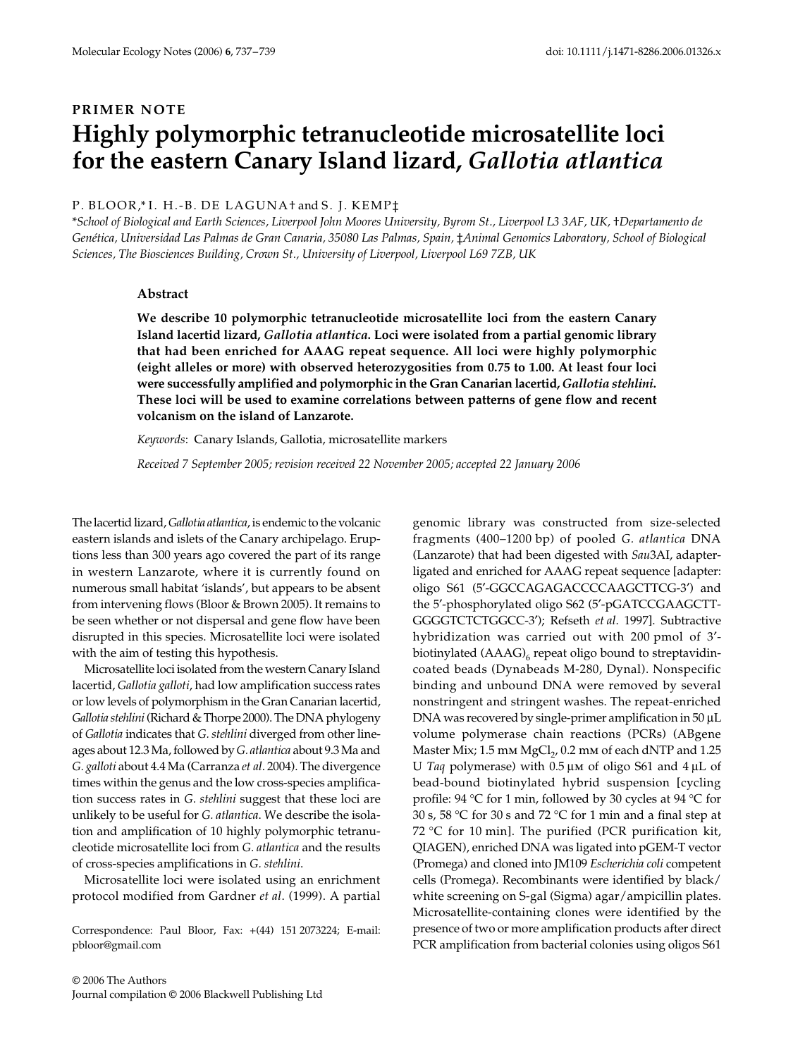PRIMER NOTE

# Highly polymorphic tetranucleotide microsatellite loci for the eastern Canary Island lizard, *Gallotia atlantica*

P. BLOOR,* I. H.-B. DE LAGUNA† and S. J. KEMP‡

*School of Biological and Earth Sciences, Liverpool John Moores University, Byrom St., Liverpool L3 3AF, UK, †Departamento de Genética, Universidad Las Palmas de Gran Canaria, 35080 Las Palmas, Spain, ‡Animal Genomics Laboratory, School of Biological Sciences, The Biosciences Building, Crown St., University of Liverpool, Liverpool L69 7ZB, UK*

## Abstract

**We describe 10 polymorphic tetranucleotide microsatellite loci from the eastern Canary Island lacertid lizard, *Gallotia atlantica*. Loci were isolated from a partial genomic library that had been enriched for AAAG repeat sequence. All loci were highly polymorphic (eight alleles or more) with observed heterozygosities from 0.75 to 1.00. At least four loci were successfully amplified and polymorphic in the Gran Canarian lacertid, *Gallotia stehlini*. These loci will be used to examine correlations between patterns of gene flow and recent volcanism on the island of Lanzarote.**

*Keywords*: Canary Islands, Gallotia, microsatellite markers

*Received 7 September 2005; revision received 22 November 2005; accepted 22 January 2006*

The lacertid lizard, *Gallotia atlantica*, is endemic to the volcanic eastern islands and islets of the Canary archipelago. Eruptions less than 300 years ago covered the part of its range in western Lanzarote, where it is currently found on numerous small habitat 'islands', but appears to be absent from intervening flows (Bloor & Brown 2005). It remains to be seen whether or not dispersal and gene flow have been disrupted in this species. Microsatellite loci were isolated with the aim of testing this hypothesis.

Microsatellite loci isolated from the western Canary Island lacertid, *Gallotia galloti*, had low amplification success rates or low levels of polymorphism in the Gran Canarian lacertid, *Gallotia stehlini* (Richard & Thorpe 2000). The DNA phylogeny of *Gallotia* indicates that *G. stehlini* diverged from other lineages about 12.3 Ma, followed by *G. atlantica* about 9.3 Ma and *G. galloti* about 4.4 Ma (Carranza *et al*. 2004). The divergence times within the genus and the low cross-species amplification success rates in *G. stehlini* suggest that these loci are unlikely to be useful for *G. atlantica*. We describe the isolation and amplification of 10 highly polymorphic tetranucleotide microsatellite loci from *G. atlantica* and the results of cross-species amplifications in *G. stehlini*.

Microsatellite loci were isolated using an enrichment protocol modified from Gardner *et al*. (1999). A partial genomic library was constructed from size-selected fragments (400–1200 bp) of pooled *G. atlantica* DNA (Lanzarote) that had been digested with *Sau*3AI, adapter-ligated and enriched for AAAG repeat sequence [adapter: oligo S61 (5′-GGCCAGAGACCCCAAGCTTCG-3′) and the 5′-phosphorylated oligo S62 (5′-pGATCCGAAGCTT-GGGGTCTCTGGCC-3′); Refseth *et al*. 1997]. Subtractive hybridization was carried out with 200 pmol of 3′-biotinylated $(AAAG)_6$ repeat oligo bound to streptavidin-coated beads (Dynabeads M-280, Dynal). Nonspecific binding and unbound DNA were removed by several nonstringent and stringent washes. The repeat-enriched DNA was recovered by single-primer amplification in 50 µL volume polymerase chain reactions (PCRs) (ABgene Master Mix; 1.5 mM $MgCl_2$, 0.2 mM of each dNTP and 1.25 U *Taq* polymerase) with 0.5 µM of oligo S61 and 4 µL of bead-bound biotinylated hybrid suspension [cycling profile: 94 °C for 1 min, followed by 30 cycles at 94 °C for 30 s, 58 °C for 30 s and 72 °C for 1 min and a final step at 72 °C for 10 min]. The purified (PCR purification kit, QIAGEN), enriched DNA was ligated into pGEM-T vector (Promega) and cloned into JM109 *Escherichia coli* competent cells (Promega). Recombinants were identified by black/white screening on S-gal (Sigma) agar/ampicillin plates. Microsatellite-containing clones were identified by the presence of two or more amplification products after direct PCR amplification from bacterial colonies using oligos S61

Correspondence: Paul Bloor, Fax: +(44) 151 2073224; E-mail: pbloor@gmail.com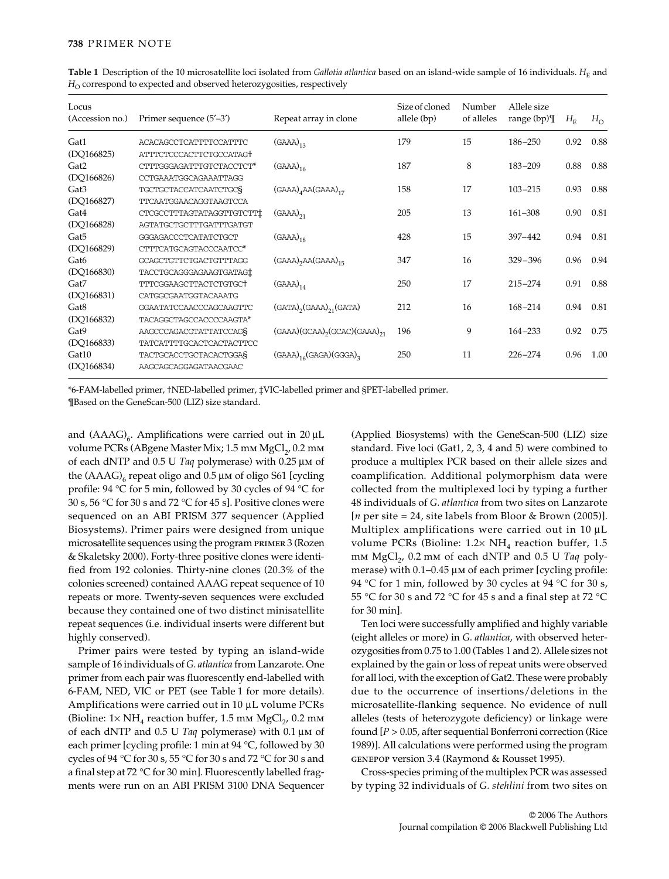**Table 1** Description of the 10 microsatellite loci isolated from *Gallotia atlantica* based on an island-wide sample of 16 individuals. $H_E$ and $H_O$ correspond to expected and observed heterozygosities, respectively

| Locus (Accession no.) | Primer sequence (5′–3′) | Repeat array in clone | Size of cloned allele (bp) | Number of alleles | Allele size range (bp)¶ | $H_E$ | $H_O$ |
|---|---|---|---|---|---|---|---|
| Gat1 (DQ166825) | ACACAGCCTCATTTTCCATTTC<br>ATTTCTCCCACTTCTGCCATAG† | $(GAAA)_{13}$ | 179 | 15 | 186–250 | 0.92 | 0.88 |
| Gat2 (DQ166826) | CTTTGGGAGATTTGTCTACCTCT*<br>CCTGAAATGGCAGAAATTAGG | $(GAAA)_{16}$ | 187 | 8 | 183–209 | 0.88 | 0.88 |
| Gat3 (DQ166827) | TGCTGCTACCATCAATCTGC§<br>TTCAATGGAACAGGTAAGTCCA | $(GAAA)_4AA(GAAA)_{17}$ | 158 | 17 | 103–215 | 0.93 | 0.88 |
| Gat4 (DQ166828) | CTCGCCTTTAGTATAGGTTGTCTT‡<br>AGTATGCTGCTTTGATTTGATGT | $(GAAA)_{21}$ | 205 | 13 | 161–308 | 0.90 | 0.81 |
| Gat5 (DQ166829) | GGGAGACCCTCATATCTGCT<br>CTTTCATGCAGTACCCAATCC* | $(GAAA)_{18}$ | 428 | 15 | 397–442 | 0.94 | 0.81 |
| Gat6 (DQ166830) | GCAGCTGTTCTGACTGTTTAGG<br>TACCTGCAGGGAGAAGTGATAG‡ | $(GAAA)_2AA(GAAA)_{15}$ | 347 | 16 | 329–396 | 0.96 | 0.94 |
| Gat7 (DQ166831) | TTTCGGAAGCTTACTCTGTGC†<br>CATGGCGAATGGTACAAATG | $(GAAA)_{14}$ | 250 | 17 | 215–274 | 0.91 | 0.88 |
| Gat8 (DQ166832) | GGAATATCCAACCCAGCAAGTTC<br>TACAGGCTAGCCACCCCAAGTA* | $(GATA)_2(GAAA)_{21}(GATA)$ | 212 | 16 | 168–214 | 0.94 | 0.81 |
| Gat9 (DQ166833) | AAGCCCAGACGTATTATCCAG§<br>TATCATTTTGCACTCACTACTTCC | $(GAAA)(GCAA)_2(GCAC)(GAAA)_{21}$ | 196 | 9 | 164–233 | 0.92 | 0.75 |
| Gat10 (DQ166834) | TACTGCACCTGCTACACTGGA§<br>AAGCAGCAGGAGATAACGAAC | $(GAAA)_{16}(GAGA)(GGGA)_3$ | 250 | 11 | 226–274 | 0.96 | 1.00 |

*6-FAM-labelled primer, †NED-labelled primer, ‡VIC-labelled primer and §PET-labelled primer.
¶Based on the GeneScan-500 (LIZ) size standard.

and $(AAAG)_6$. Amplifications were carried out in 20 µL volume PCRs (ABgene Master Mix; 1.5 mM $MgCl_2$, 0.2 mM of each dNTP and 0.5 U *Taq* polymerase) with 0.25 µM of the $(AAAG)_6$ repeat oligo and 0.5 µM of oligo S61 [cycling profile: 94 °C for 5 min, followed by 30 cycles of 94 °C for 30 s, 56 °C for 30 s and 72 °C for 45 s]. Positive clones were sequenced on an ABI PRISM 377 sequencer (Applied Biosystems). Primer pairs were designed from unique microsatellite sequences using the program PRIMER 3 (Rozen & Skaletsky 2000). Forty-three positive clones were identified from 192 colonies. Thirty-nine clones (20.3% of the colonies screened) contained AAAG repeat sequence of 10 repeats or more. Twenty-seven sequences were excluded because they contained one of two distinct minisatellite repeat sequences (i.e. individual inserts were different but highly conserved).

Primer pairs were tested by typing an island-wide sample of 16 individuals of *G. atlantica* from Lanzarote. One primer from each pair was fluorescently end-labelled with 6-FAM, NED, VIC or PET (see Table 1 for more details). Amplifications were carried out in 10 µL volume PCRs (Bioline: 1× $NH_4$ reaction buffer, 1.5 mM $MgCl_2$, 0.2 mM of each dNTP and 0.5 U *Taq* polymerase) with 0.1 µM of each primer [cycling profile: 1 min at 94 °C, followed by 30 cycles of 94 °C for 30 s, 55 °C for 30 s and 72 °C for 30 s and a final step at 72 °C for 30 min]. Fluorescently labelled fragments were run on an ABI PRISM 3100 DNA Sequencer (Applied Biosystems) with the GeneScan-500 (LIZ) size standard. Five loci (Gat1, 2, 3, 4 and 5) were combined to produce a multiplex PCR based on their allele sizes and coamplification. Additional polymorphism data were collected from the multiplexed loci by typing a further 48 individuals of *G. atlantica* from two sites on Lanzarote [*n* per site = 24, site labels from Bloor & Brown (2005)]. Multiplex amplifications were carried out in 10 µL volume PCRs (Bioline: 1.2× $NH_4$ reaction buffer, 1.5 mM $MgCl_2$, 0.2 mM of each dNTP and 0.5 U *Taq* polymerase) with 0.1–0.45 µM of each primer [cycling profile: 94 °C for 1 min, followed by 30 cycles at 94 °C for 30 s, 55 °C for 30 s and 72 °C for 45 s and a final step at 72 °C for 30 min].

Ten loci were successfully amplified and highly variable (eight alleles or more) in *G. atlantica*, with observed heterozygosities from 0.75 to 1.00 (Tables 1 and 2). Allele sizes not explained by the gain or loss of repeat units were observed for all loci, with the exception of Gat2. These were probably due to the occurrence of insertions/deletions in the microsatellite-flanking sequence. No evidence of null alleles (tests of heterozygote deficiency) or linkage were found [$P > 0.05$, after sequential Bonferroni correction (Rice 1989)]. All calculations were performed using the program GENEPOP version 3.4 (Raymond & Rousset 1995).

Cross-species priming of the multiplex PCR was assessed by typing 32 individuals of *G. stehlini* from two sites on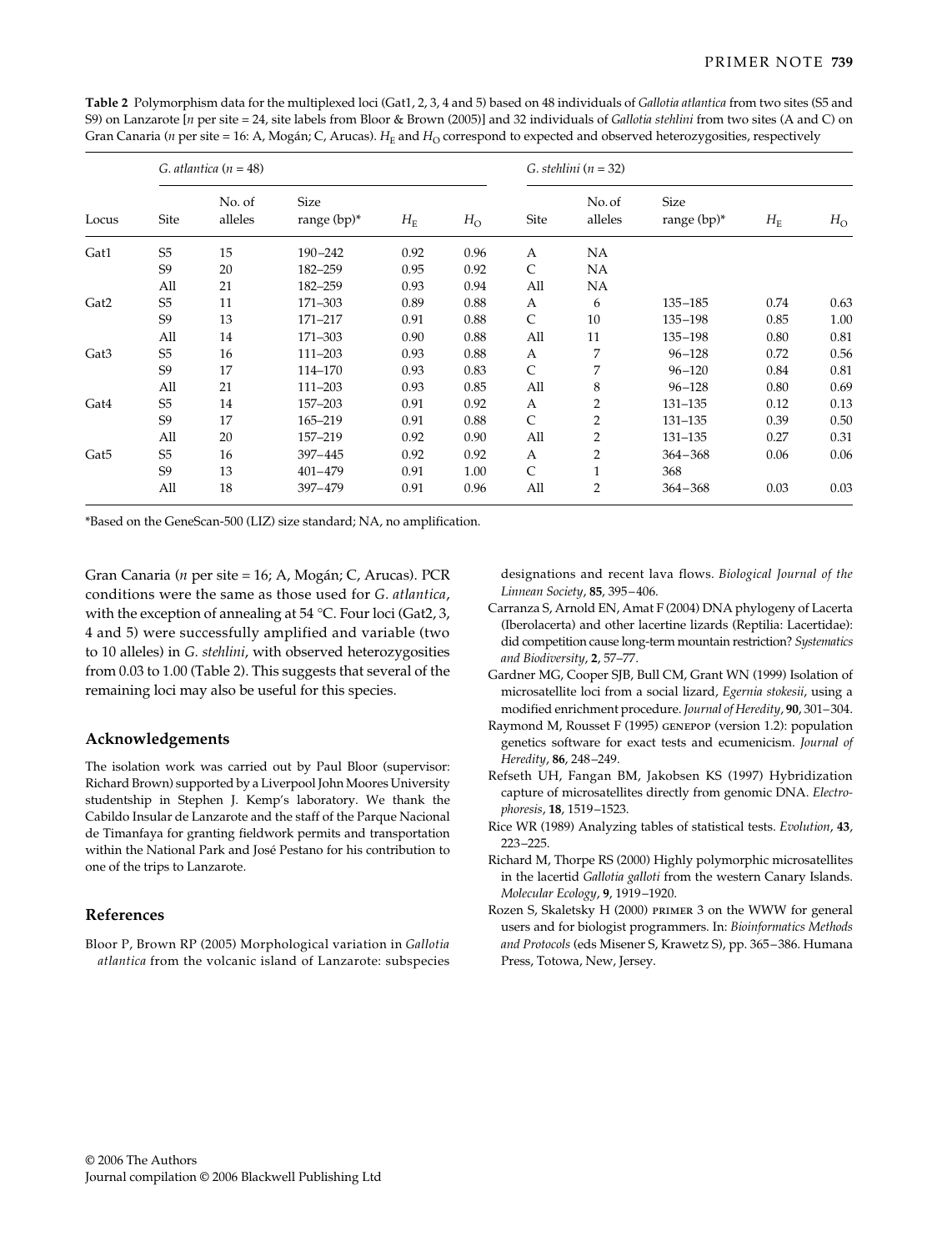**Table 2** Polymorphism data for the multiplexed loci (Gat1, 2, 3, 4 and 5) based on 48 individuals of *Gallotia atlantica* from two sites (S5 and S9) on Lanzarote [*n* per site = 24, site labels from Bloor & Brown (2005)] and 32 individuals of *Gallotia stehlini* from two sites (A and C) on Gran Canaria (*n* per site = 16: A, Mogán; C, Arucas). $H_E$ and $H_O$ correspond to expected and observed heterozygosities, respectively

| | *G. atlantica* (*n* = 48) | | | | | *G. stehlini* (*n* = 32) | | | | |
|---|---|---|---|---|---|---|---|---|---|---|
| Locus | Site | No. of alleles | Size range (bp)* | $H_E$ | $H_O$ | Site | No. of alleles | Size range (bp)* | $H_E$ | $H_O$ |
| Gat1 | S5 | 15 | 190–242 | 0.92 | 0.96 | A | NA | | | |
| | S9 | 20 | 182–259 | 0.95 | 0.92 | C | NA | | | |
| | All | 21 | 182–259 | 0.93 | 0.94 | All | NA | | | |
| Gat2 | S5 | 11 | 171–303 | 0.89 | 0.88 | A | 6 | 135–185 | 0.74 | 0.63 |
| | S9 | 13 | 171–217 | 0.91 | 0.88 | C | 10 | 135–198 | 0.85 | 1.00 |
| | All | 14 | 171–303 | 0.90 | 0.88 | All | 11 | 135–198 | 0.80 | 0.81 |
| Gat3 | S5 | 16 | 111–203 | 0.93 | 0.88 | A | 7 | 96–128 | 0.72 | 0.56 |
| | S9 | 17 | 114–170 | 0.93 | 0.83 | C | 7 | 96–120 | 0.84 | 0.81 |
| | All | 21 | 111–203 | 0.93 | 0.85 | All | 8 | 96–128 | 0.80 | 0.69 |
| Gat4 | S5 | 14 | 157–203 | 0.91 | 0.92 | A | 2 | 131–135 | 0.12 | 0.13 |
| | S9 | 17 | 165–219 | 0.91 | 0.88 | C | 2 | 131–135 | 0.39 | 0.50 |
| | All | 20 | 157–219 | 0.92 | 0.90 | All | 2 | 131–135 | 0.27 | 0.31 |
| Gat5 | S5 | 16 | 397–445 | 0.92 | 0.92 | A | 2 | 364–368 | 0.06 | 0.06 |
| | S9 | 13 | 401–479 | 0.91 | 1.00 | C | 1 | 368 | | |
| | All | 18 | 397–479 | 0.91 | 0.96 | All | 2 | 364–368 | 0.03 | 0.03 |

*Based on the GeneScan-500 (LIZ) size standard; NA, no amplification.

Gran Canaria (*n* per site = 16; A, Mogán; C, Arucas). PCR conditions were the same as those used for *G. atlantica*, with the exception of annealing at 54 °C. Four loci (Gat2, 3, 4 and 5) were successfully amplified and variable (two to 10 alleles) in *G. stehlini*, with observed heterozygosities from 0.03 to 1.00 (Table 2). This suggests that several of the remaining loci may also be useful for this species.

## Acknowledgements

The isolation work was carried out by Paul Bloor (supervisor: Richard Brown) supported by a Liverpool John Moores University studentship in Stephen J. Kemp's laboratory. We thank the Cabildo Insular de Lanzarote and the staff of the Parque Nacional de Timanfaya for granting fieldwork permits and transportation within the National Park and José Pestano for his contribution to one of the trips to Lanzarote.

## References

Bloor P, Brown RP (2005) Morphological variation in *Gallotia atlantica* from the volcanic island of Lanzarote: subspecies designations and recent lava flows. *Biological Journal of the Linnean Society*, **85**, 395–406.

Carranza S, Arnold EN, Amat F (2004) DNA phylogeny of Lacerta (Iberolacerta) and other lacertine lizards (Reptilia: Lacertidae): did competition cause long-term mountain restriction? *Systematics and Biodiversity*, **2**, 57–77.

Gardner MG, Cooper SJB, Bull CM, Grant WN (1999) Isolation of microsatellite loci from a social lizard, *Egernia stokesii*, using a modified enrichment procedure. *Journal of Heredity*, **90**, 301–304.

Raymond M, Rousset F (1995) GENEPOP (version 1.2): population genetics software for exact tests and ecumenicism. *Journal of Heredity*, **86**, 248–249.

Refseth UH, Fangan BM, Jakobsen KS (1997) Hybridization capture of microsatellites directly from genomic DNA. *Electrophoresis*, **18**, 1519–1523.

Rice WR (1989) Analyzing tables of statistical tests. *Evolution*, **43**, 223–225.

Richard M, Thorpe RS (2000) Highly polymorphic microsatellites in the lacertid *Gallotia galloti* from the western Canary Islands. *Molecular Ecology*, **9**, 1919–1920.

Rozen S, Skaletsky H (2000) PRIMER 3 on the WWW for general users and for biologist programmers. In: *Bioinformatics Methods and Protocols* (eds Misener S, Krawetz S), pp. 365–386. Humana Press, Totowa, New, Jersey.